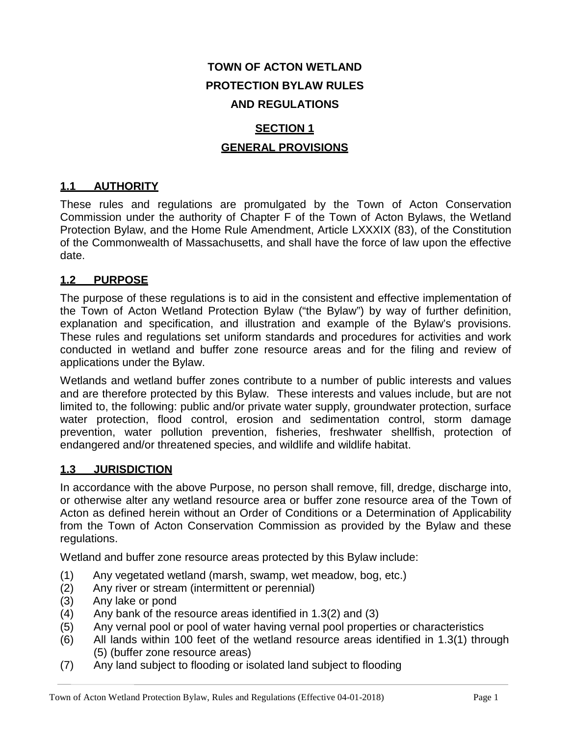# TOWN OF ACTON WETLAND PROTECTION BYLAW RULES AND REGULATIONS

## SECTION 1

## GENERAL PROVISIONS

### 1.1 AUTHORITY

These rules and regulations are promulgated by the Town of Acton Conservation Commission under the authority of Chapter F of the Town of Acton Bylaws, the Wetland Protection Bylaw, and the Home Rule Amendment, Article LXXXIX (83), of the Constitution of the Commonwealth of Massachusetts, and shall have the force of law upon the effective date.

### 1.2 PURPOSE

The purpose of these regulations is to aid in the consistent and effective implementation of the Town of Acton Wetland Protection Bylaw ("the Bylaw") by way of further definition, explanation and specification, and illustration and example of the Bylaw's provisions. These rules and regulations set uniform standards and procedures for activities and work conducted in wetland and buffer zone resource areas and for the filing and review of applications under the Bylaw.

Wetlands and wetland buffer zones contribute to a number of public interests and values and are therefore protected by this Bylaw. These interests and values include, but are not limited to, the following: public and/or private water supply, groundwater protection, surface water protection, flood control, erosion and sedimentation control, storm damage prevention, water pollution prevention, fisheries, freshwater shellfish, protection of endangered and/or threatened species, and wildlife and wildlife habitat.

### 1.3 JURISDICTION

In accordance with the above Purpose, no person shall remove, fill, dredge, discharge into, or otherwise alter any wetland resource area or buffer zone resource area of the Town of Acton as defined herein without an Order of Conditions or a Determination of Applicability from the Town of Acton Conservation Commission as provided by the Bylaw and these regulations.

Wetland and buffer zone resource areas protected by this Bylaw include:

(1) Any vegetated wetland (marsh, swamp, wet meadow, bog, etc.)
(2) Any river or stream (intermittent or perennial)
(3) Any lake or pond
(4) Any bank of the resource areas identified in 1.3(2) and (3)
(5) Any vernal pool or pool of water having vernal pool properties or characteristics
(6) All lands within 100 feet of the wetland resource areas identified in 1.3(1) through (5) (buffer zone resource areas)
(7) Any land subject to flooding or isolated land subject to flooding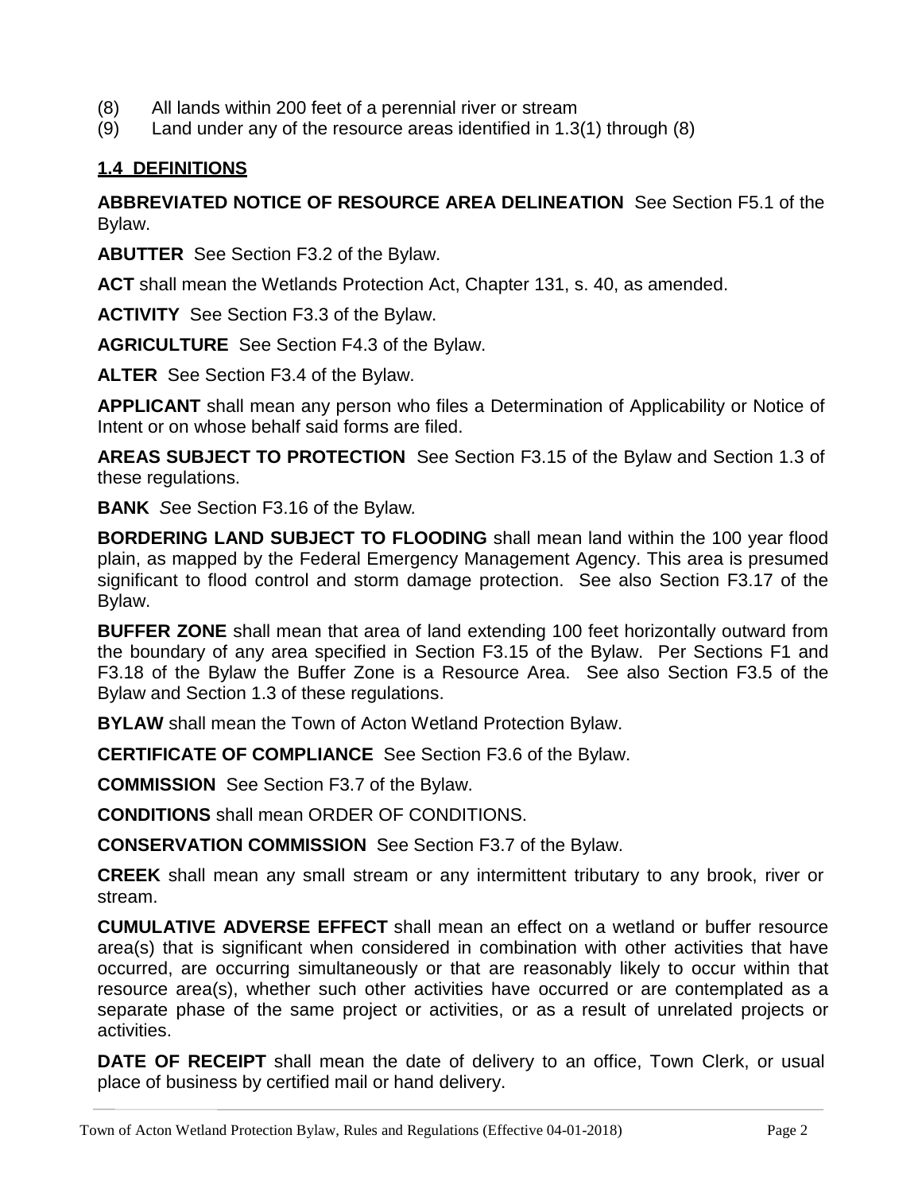(8) All lands within 200 feet of a perennial river or stream
(9) Land under any of the resource areas identified in 1.3(1) through (8)

## 1.4 DEFINITIONS

**ABBREVIATED NOTICE OF RESOURCE AREA DELINEATION** See Section F5.1 of the Bylaw.

**ABUTTER** See Section F3.2 of the Bylaw.

**ACT** shall mean the Wetlands Protection Act, Chapter 131, s. 40, as amended.

**ACTIVITY** See Section F3.3 of the Bylaw.

**AGRICULTURE** See Section F4.3 of the Bylaw.

**ALTER** See Section F3.4 of the Bylaw.

**APPLICANT** shall mean any person who files a Determination of Applicability or Notice of Intent or on whose behalf said forms are filed.

**AREAS SUBJECT TO PROTECTION** See Section F3.15 of the Bylaw and Section 1.3 of these regulations.

**BANK** *See* Section F3.16 of the Bylaw*.*

**BORDERING LAND SUBJECT TO FLOODING** shall mean land within the 100 year flood plain, as mapped by the Federal Emergency Management Agency. This area is presumed significant to flood control and storm damage protection. See also Section F3.17 of the Bylaw.

**BUFFER ZONE** shall mean that area of land extending 100 feet horizontally outward from the boundary of any area specified in Section F3.15 of the Bylaw. Per Sections F1 and F3.18 of the Bylaw the Buffer Zone is a Resource Area. See also Section F3.5 of the Bylaw and Section 1.3 of these regulations.

**BYLAW** shall mean the Town of Acton Wetland Protection Bylaw.

**CERTIFICATE OF COMPLIANCE** See Section F3.6 of the Bylaw.

**COMMISSION** See Section F3.7 of the Bylaw.

**CONDITIONS** shall mean ORDER OF CONDITIONS.

**CONSERVATION COMMISSION** See Section F3.7 of the Bylaw.

**CREEK** shall mean any small stream or any intermittent tributary to any brook, river or stream.

**CUMULATIVE ADVERSE EFFECT** shall mean an effect on a wetland or buffer resource area(s) that is significant when considered in combination with other activities that have occurred, are occurring simultaneously or that are reasonably likely to occur within that resource area(s), whether such other activities have occurred or are contemplated as a separate phase of the same project or activities, or as a result of unrelated projects or activities.

**DATE OF RECEIPT** shall mean the date of delivery to an office, Town Clerk, or usual place of business by certified mail or hand delivery.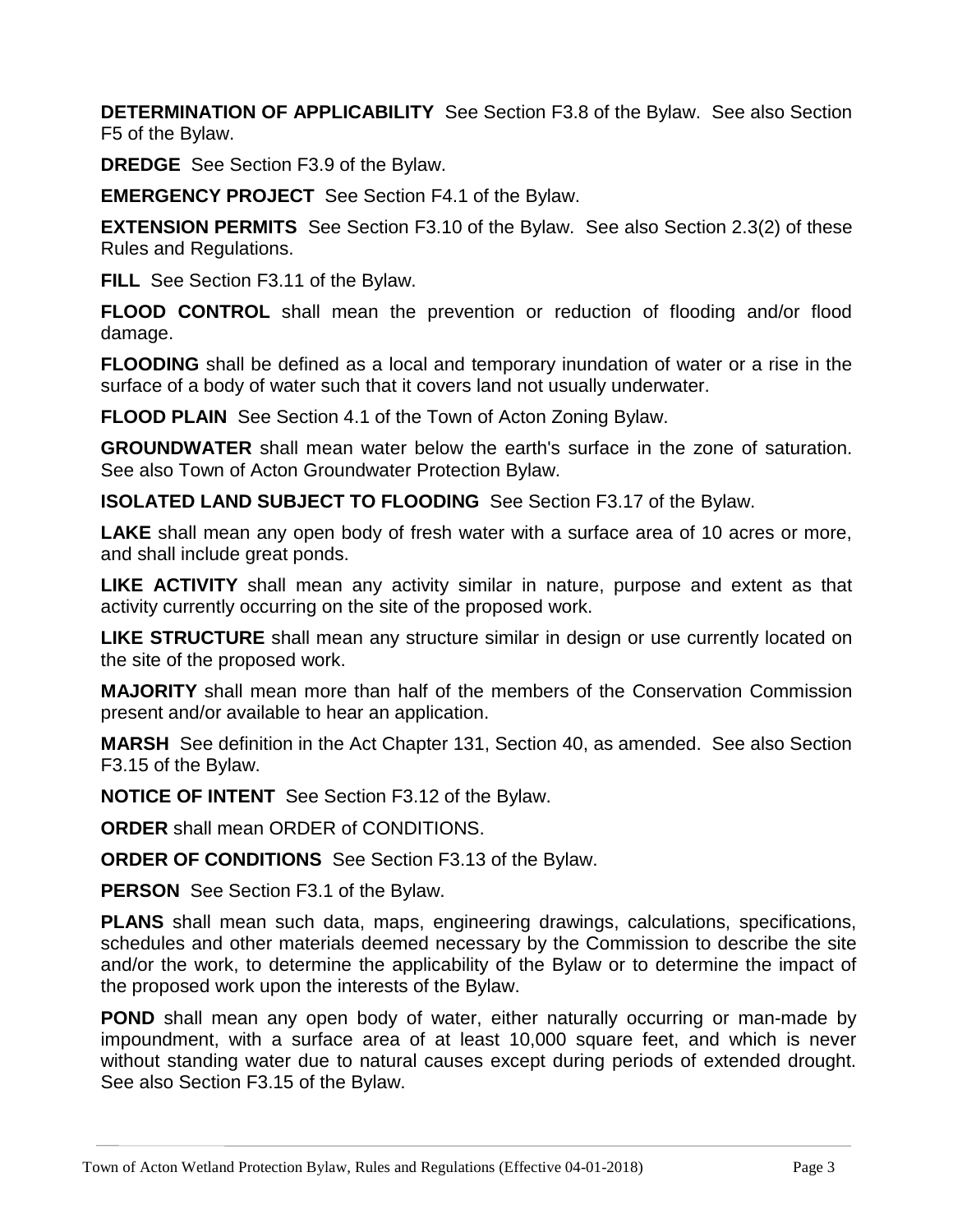**DETERMINATION OF APPLICABILITY** See Section F3.8 of the Bylaw. See also Section F5 of the Bylaw.

**DREDGE** See Section F3.9 of the Bylaw.

**EMERGENCY PROJECT** See Section F4.1 of the Bylaw.

**EXTENSION PERMITS** See Section F3.10 of the Bylaw. See also Section 2.3(2) of these Rules and Regulations.

**FILL** See Section F3.11 of the Bylaw.

**FLOOD CONTROL** shall mean the prevention or reduction of flooding and/or flood damage.

**FLOODING** shall be defined as a local and temporary inundation of water or a rise in the surface of a body of water such that it covers land not usually underwater.

**FLOOD PLAIN** See Section 4.1 of the Town of Acton Zoning Bylaw.

**GROUNDWATER** shall mean water below the earth's surface in the zone of saturation. See also Town of Acton Groundwater Protection Bylaw.

**ISOLATED LAND SUBJECT TO FLOODING** See Section F3.17 of the Bylaw.

**LAKE** shall mean any open body of fresh water with a surface area of 10 acres or more, and shall include great ponds.

**LIKE ACTIVITY** shall mean any activity similar in nature, purpose and extent as that activity currently occurring on the site of the proposed work.

**LIKE STRUCTURE** shall mean any structure similar in design or use currently located on the site of the proposed work.

**MAJORITY** shall mean more than half of the members of the Conservation Commission present and/or available to hear an application.

**MARSH** See definition in the Act Chapter 131, Section 40, as amended. See also Section F3.15 of the Bylaw.

**NOTICE OF INTENT** See Section F3.12 of the Bylaw.

**ORDER** shall mean ORDER of CONDITIONS.

**ORDER OF CONDITIONS** See Section F3.13 of the Bylaw.

**PERSON** See Section F3.1 of the Bylaw.

**PLANS** shall mean such data, maps, engineering drawings, calculations, specifications, schedules and other materials deemed necessary by the Commission to describe the site and/or the work, to determine the applicability of the Bylaw or to determine the impact of the proposed work upon the interests of the Bylaw.

**POND** shall mean any open body of water, either naturally occurring or man-made by impoundment, with a surface area of at least 10,000 square feet, and which is never without standing water due to natural causes except during periods of extended drought. See also Section F3.15 of the Bylaw.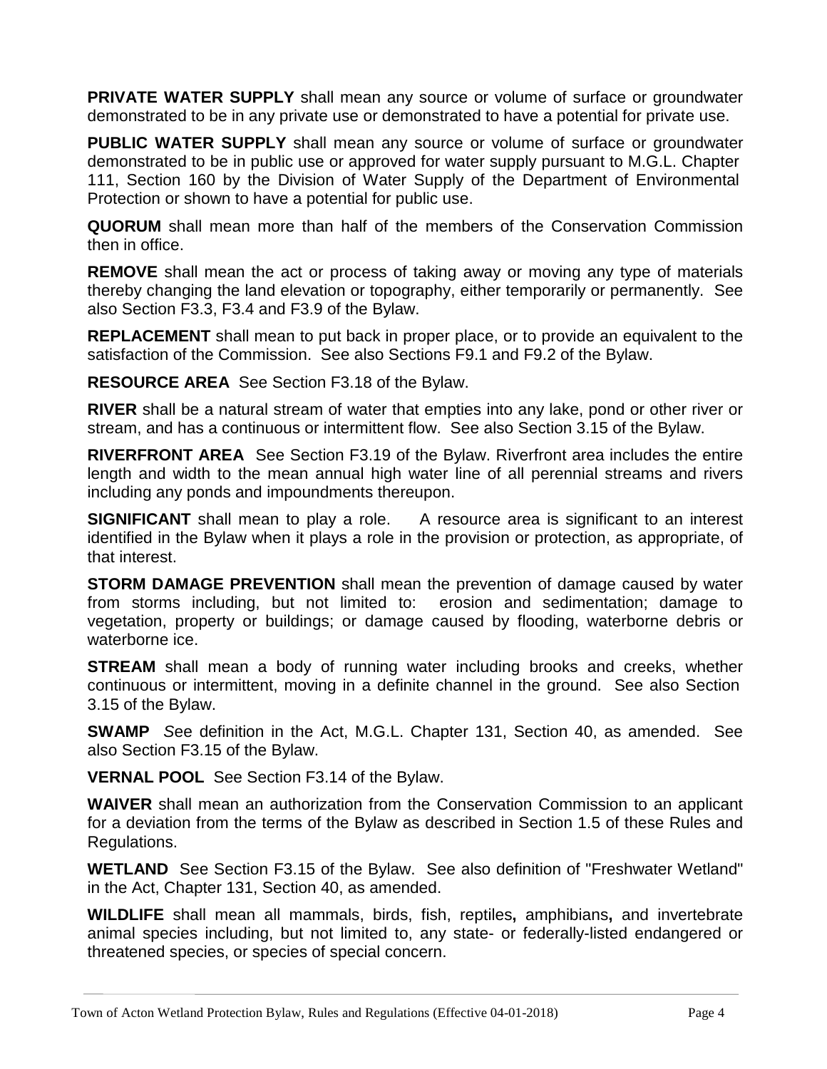**PRIVATE WATER SUPPLY** shall mean any source or volume of surface or groundwater demonstrated to be in any private use or demonstrated to have a potential for private use.

**PUBLIC WATER SUPPLY** shall mean any source or volume of surface or groundwater demonstrated to be in public use or approved for water supply pursuant to M.G.L. Chapter 111, Section 160 by the Division of Water Supply of the Department of Environmental Protection or shown to have a potential for public use.

**QUORUM** shall mean more than half of the members of the Conservation Commission then in office.

**REMOVE** shall mean the act or process of taking away or moving any type of materials thereby changing the land elevation or topography, either temporarily or permanently. See also Section F3.3, F3.4 and F3.9 of the Bylaw.

**REPLACEMENT** shall mean to put back in proper place, or to provide an equivalent to the satisfaction of the Commission. See also Sections F9.1 and F9.2 of the Bylaw.

**RESOURCE AREA** See Section F3.18 of the Bylaw.

**RIVER** shall be a natural stream of water that empties into any lake, pond or other river or stream, and has a continuous or intermittent flow. See also Section 3.15 of the Bylaw.

**RIVERFRONT AREA** See Section F3.19 of the Bylaw. Riverfront area includes the entire length and width to the mean annual high water line of all perennial streams and rivers including any ponds and impoundments thereupon.

**SIGNIFICANT** shall mean to play a role. A resource area is significant to an interest identified in the Bylaw when it plays a role in the provision or protection, as appropriate, of that interest.

**STORM DAMAGE PREVENTION** shall mean the prevention of damage caused by water from storms including, but not limited to: erosion and sedimentation; damage to vegetation, property or buildings; or damage caused by flooding, waterborne debris or waterborne ice.

**STREAM** shall mean a body of running water including brooks and creeks, whether continuous or intermittent, moving in a definite channel in the ground. See also Section 3.15 of the Bylaw.

**SWAMP** *S*ee definition in the Act, M.G.L. Chapter 131, Section 40, as amended. See also Section F3.15 of the Bylaw.

**VERNAL POOL** See Section F3.14 of the Bylaw.

**WAIVER** shall mean an authorization from the Conservation Commission to an applicant for a deviation from the terms of the Bylaw as described in Section 1.5 of these Rules and Regulations.

**WETLAND** See Section F3.15 of the Bylaw. See also definition of "Freshwater Wetland" in the Act, Chapter 131, Section 40, as amended.

**WILDLIFE** shall mean all mammals, birds, fish, reptiles**,** amphibians**,** and invertebrate animal species including, but not limited to, any state- or federally-listed endangered or threatened species, or species of special concern.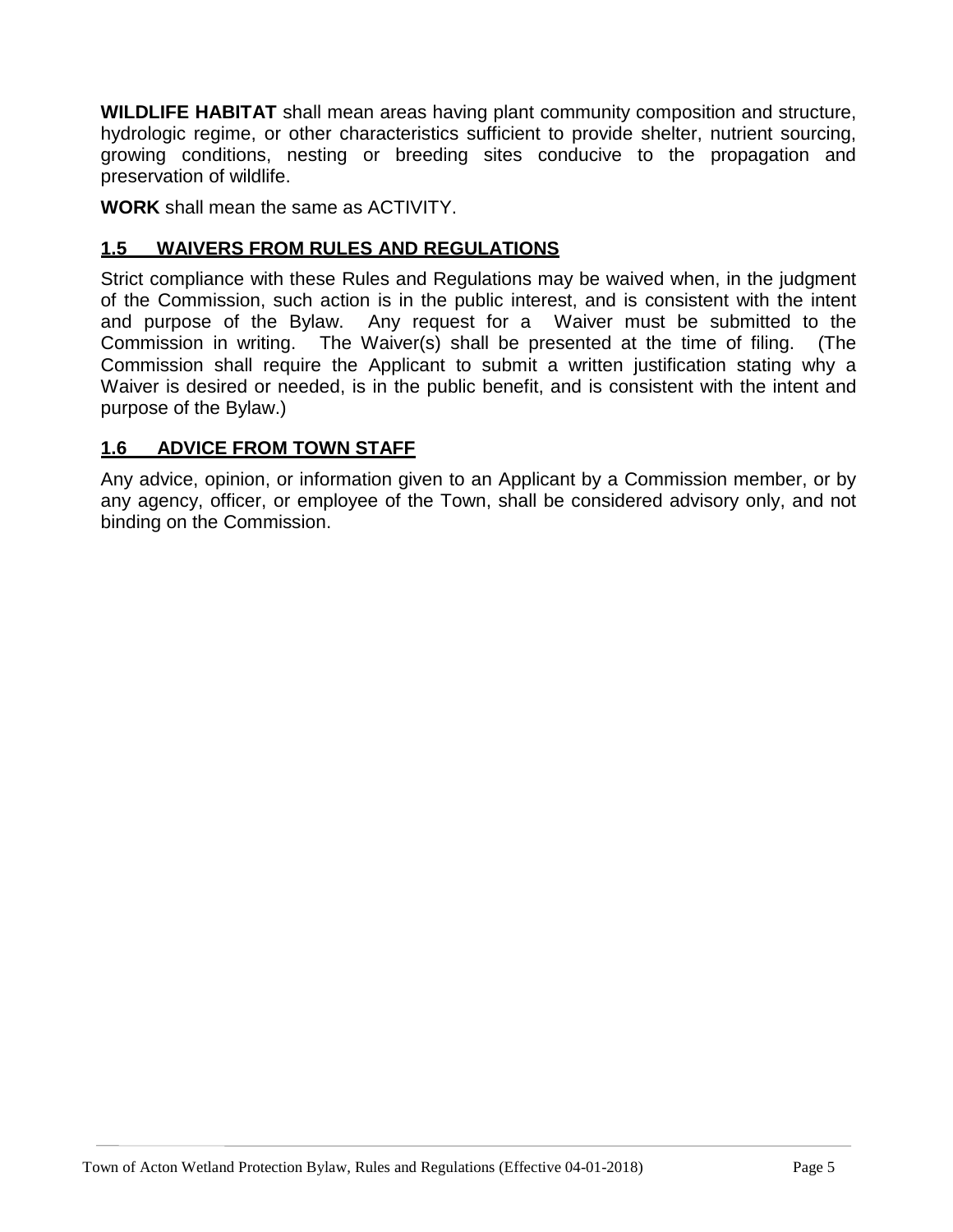**WILDLIFE HABITAT** shall mean areas having plant community composition and structure, hydrologic regime, or other characteristics sufficient to provide shelter, nutrient sourcing, growing conditions, nesting or breeding sites conducive to the propagation and preservation of wildlife.

**WORK** shall mean the same as ACTIVITY.

## 1.5 WAIVERS FROM RULES AND REGULATIONS

Strict compliance with these Rules and Regulations may be waived when, in the judgment of the Commission, such action is in the public interest, and is consistent with the intent and purpose of the Bylaw. Any request for a Waiver must be submitted to the Commission in writing. The Waiver(s) shall be presented at the time of filing. (The Commission shall require the Applicant to submit a written justification stating why a Waiver is desired or needed, is in the public benefit, and is consistent with the intent and purpose of the Bylaw.)

## 1.6 ADVICE FROM TOWN STAFF

Any advice, opinion, or information given to an Applicant by a Commission member, or by any agency, officer, or employee of the Town, shall be considered advisory only, and not binding on the Commission.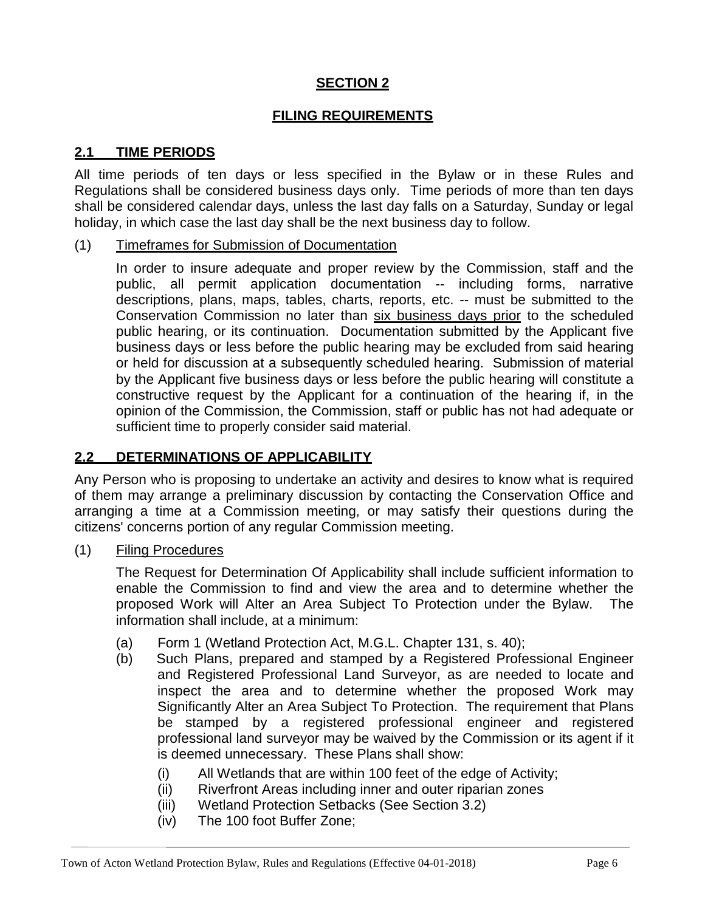## SECTION 2

## FILING REQUIREMENTS

### 2.1 TIME PERIODS

All time periods of ten days or less specified in the Bylaw or in these Rules and Regulations shall be considered business days only. Time periods of more than ten days shall be considered calendar days, unless the last day falls on a Saturday, Sunday or legal holiday, in which case the last day shall be the next business day to follow.

(1) Timeframes for Submission of Documentation

In order to insure adequate and proper review by the Commission, staff and the public, all permit application documentation -- including forms, narrative descriptions, plans, maps, tables, charts, reports, etc. -- must be submitted to the Conservation Commission no later than six business days prior to the scheduled public hearing, or its continuation. Documentation submitted by the Applicant five business days or less before the public hearing may be excluded from said hearing or held for discussion at a subsequently scheduled hearing. Submission of material by the Applicant five business days or less before the public hearing will constitute a constructive request by the Applicant for a continuation of the hearing if, in the opinion of the Commission, the Commission, staff or public has not had adequate or sufficient time to properly consider said material.

### 2.2 DETERMINATIONS OF APPLICABILITY

Any Person who is proposing to undertake an activity and desires to know what is required of them may arrange a preliminary discussion by contacting the Conservation Office and arranging a time at a Commission meeting, or may satisfy their questions during the citizens' concerns portion of any regular Commission meeting.

(1) Filing Procedures

The Request for Determination Of Applicability shall include sufficient information to enable the Commission to find and view the area and to determine whether the proposed Work will Alter an Area Subject To Protection under the Bylaw. The information shall include, at a minimum:

(a) Form 1 (Wetland Protection Act, M.G.L. Chapter 131, s. 40);

(b) Such Plans, prepared and stamped by a Registered Professional Engineer and Registered Professional Land Surveyor, as are needed to locate and inspect the area and to determine whether the proposed Work may Significantly Alter an Area Subject To Protection. The requirement that Plans be stamped by a registered professional engineer and registered professional land surveyor may be waived by the Commission or its agent if it is deemed unnecessary. These Plans shall show:

(i) All Wetlands that are within 100 feet of the edge of Activity;

(ii) Riverfront Areas including inner and outer riparian zones

(iii) Wetland Protection Setbacks (See Section 3.2)

(iv) The 100 foot Buffer Zone;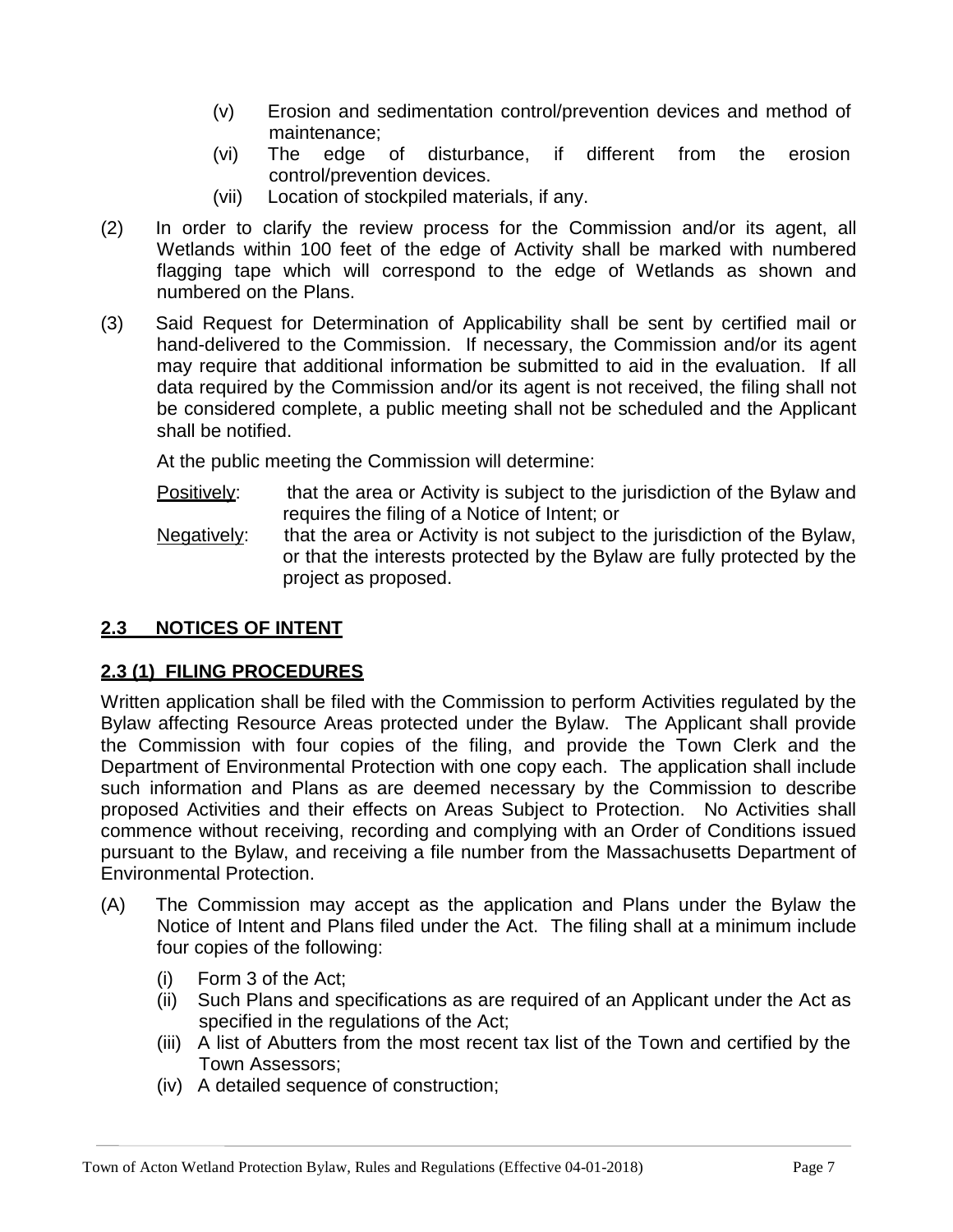(v) Erosion and sedimentation control/prevention devices and method of maintenance;
(vi) The edge of disturbance, if different from the erosion control/prevention devices.
(vii) Location of stockpiled materials, if any.

(2) In order to clarify the review process for the Commission and/or its agent, all Wetlands within 100 feet of the edge of Activity shall be marked with numbered flagging tape which will correspond to the edge of Wetlands as shown and numbered on the Plans.

(3) Said Request for Determination of Applicability shall be sent by certified mail or hand-delivered to the Commission. If necessary, the Commission and/or its agent may require that additional information be submitted to aid in the evaluation. If all data required by the Commission and/or its agent is not received, the filing shall not be considered complete, a public meeting shall not be scheduled and the Applicant shall be notified.

At the public meeting the Commission will determine:

Positively: that the area or Activity is subject to the jurisdiction of the Bylaw and requires the filing of a Notice of Intent; or

Negatively: that the area or Activity is not subject to the jurisdiction of the Bylaw, or that the interests protected by the Bylaw are fully protected by the project as proposed.

## 2.3 NOTICES OF INTENT

### 2.3 (1) FILING PROCEDURES

Written application shall be filed with the Commission to perform Activities regulated by the Bylaw affecting Resource Areas protected under the Bylaw. The Applicant shall provide the Commission with four copies of the filing, and provide the Town Clerk and the Department of Environmental Protection with one copy each. The application shall include such information and Plans as are deemed necessary by the Commission to describe proposed Activities and their effects on Areas Subject to Protection. No Activities shall commence without receiving, recording and complying with an Order of Conditions issued pursuant to the Bylaw, and receiving a file number from the Massachusetts Department of Environmental Protection.

(A) The Commission may accept as the application and Plans under the Bylaw the Notice of Intent and Plans filed under the Act. The filing shall at a minimum include four copies of the following:

(i) Form 3 of the Act;
(ii) Such Plans and specifications as are required of an Applicant under the Act as specified in the regulations of the Act;
(iii) A list of Abutters from the most recent tax list of the Town and certified by the Town Assessors;
(iv) A detailed sequence of construction;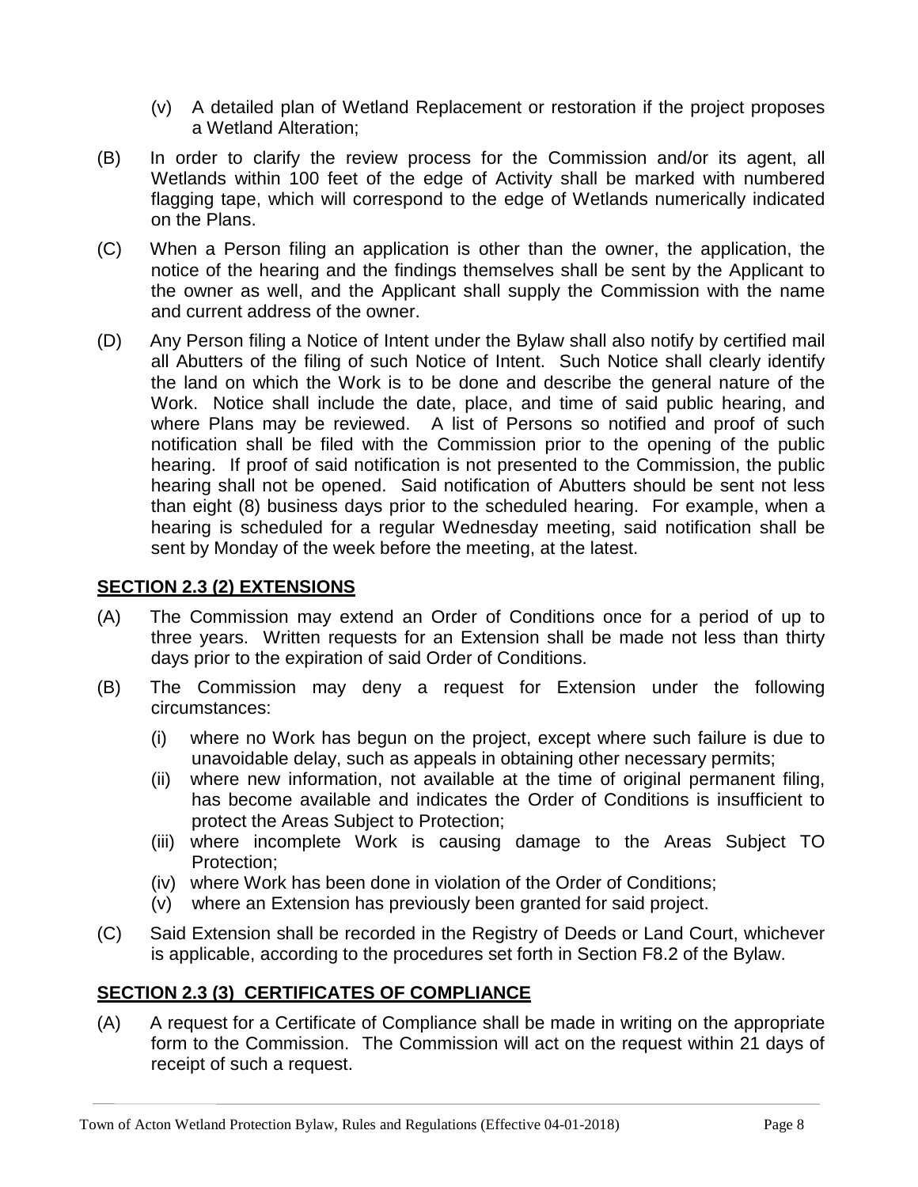(v) A detailed plan of Wetland Replacement or restoration if the project proposes a Wetland Alteration;

(B) In order to clarify the review process for the Commission and/or its agent, all Wetlands within 100 feet of the edge of Activity shall be marked with numbered flagging tape, which will correspond to the edge of Wetlands numerically indicated on the Plans.

(C) When a Person filing an application is other than the owner, the application, the notice of the hearing and the findings themselves shall be sent by the Applicant to the owner as well, and the Applicant shall supply the Commission with the name and current address of the owner.

(D) Any Person filing a Notice of Intent under the Bylaw shall also notify by certified mail all Abutters of the filing of such Notice of Intent. Such Notice shall clearly identify the land on which the Work is to be done and describe the general nature of the Work. Notice shall include the date, place, and time of said public hearing, and where Plans may be reviewed. A list of Persons so notified and proof of such notification shall be filed with the Commission prior to the opening of the public hearing. If proof of said notification is not presented to the Commission, the public hearing shall not be opened. Said notification of Abutters should be sent not less than eight (8) business days prior to the scheduled hearing. For example, when a hearing is scheduled for a regular Wednesday meeting, said notification shall be sent by Monday of the week before the meeting, at the latest.

## SECTION 2.3 (2) EXTENSIONS

(A) The Commission may extend an Order of Conditions once for a period of up to three years. Written requests for an Extension shall be made not less than thirty days prior to the expiration of said Order of Conditions.

(B) The Commission may deny a request for Extension under the following circumstances:

- (i) where no Work has begun on the project, except where such failure is due to unavoidable delay, such as appeals in obtaining other necessary permits;
- (ii) where new information, not available at the time of original permanent filing, has become available and indicates the Order of Conditions is insufficient to protect the Areas Subject to Protection;
- (iii) where incomplete Work is causing damage to the Areas Subject TO Protection;
- (iv) where Work has been done in violation of the Order of Conditions;
- (v) where an Extension has previously been granted for said project.

(C) Said Extension shall be recorded in the Registry of Deeds or Land Court, whichever is applicable, according to the procedures set forth in Section F8.2 of the Bylaw.

## SECTION 2.3 (3) CERTIFICATES OF COMPLIANCE

(A) A request for a Certificate of Compliance shall be made in writing on the appropriate form to the Commission. The Commission will act on the request within 21 days of receipt of such a request.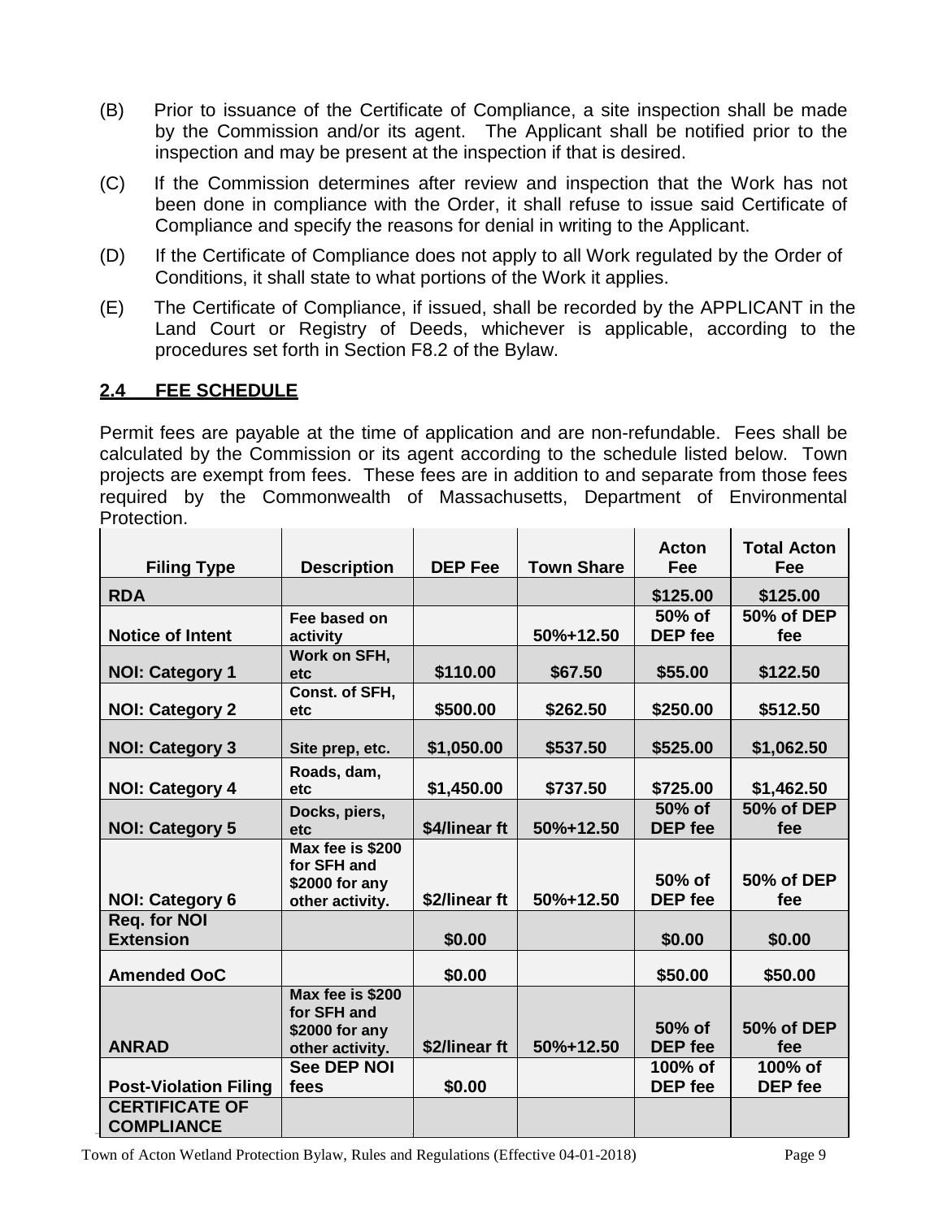(B) Prior to issuance of the Certificate of Compliance, a site inspection shall be made by the Commission and/or its agent. The Applicant shall be notified prior to the inspection and may be present at the inspection if that is desired.

(C) If the Commission determines after review and inspection that the Work has not been done in compliance with the Order, it shall refuse to issue said Certificate of Compliance and specify the reasons for denial in writing to the Applicant.

(D) If the Certificate of Compliance does not apply to all Work regulated by the Order of Conditions, it shall state to what portions of the Work it applies.

(E) The Certificate of Compliance, if issued, shall be recorded by the APPLICANT in the Land Court or Registry of Deeds, whichever is applicable, according to the procedures set forth in Section F8.2 of the Bylaw.

## 2.4 FEE SCHEDULE

Permit fees are payable at the time of application and are non-refundable. Fees shall be calculated by the Commission or its agent according to the schedule listed below. Town projects are exempt from fees. These fees are in addition to and separate from those fees required by the Commonwealth of Massachusetts, Department of Environmental Protection.

| Filing Type | Description | DEP Fee | Town Share | Acton Fee | Total Acton Fee |
|---|---|---|---|---|---|
| **RDA** | | | | **\$125.00** | **\$125.00** |
| **Notice of Intent** | **Fee based on activity** | | **50%+12.50** | **50% of DEP fee** | **50% of DEP fee** |
| **NOI: Category 1** | **Work on SFH, etc** | **\$110.00** | **\$67.50** | **\$55.00** | **\$122.50** |
| **NOI: Category 2** | **Const. of SFH, etc** | **\$500.00** | **\$262.50** | **\$250.00** | **\$512.50** |
| **NOI: Category 3** | **Site prep, etc.** | **\$1,050.00** | **\$537.50** | **\$525.00** | **\$1,062.50** |
| **NOI: Category 4** | **Roads, dam, etc** | **\$1,450.00** | **\$737.50** | **\$725.00** | **\$1,462.50** |
| **NOI: Category 5** | **Docks, piers, etc** | **\$4/linear ft** | **50%+12.50** | **50% of DEP fee** | **50% of DEP fee** |
| **NOI: Category 6** | **Max fee is \$200 for SFH and \$2000 for any other activity.** | **\$2/linear ft** | **50%+12.50** | **50% of DEP fee** | **50% of DEP fee** |
| **Req. for NOI Extension** | | **\$0.00** | | **\$0.00** | **\$0.00** |
| **Amended OoC** | | **\$0.00** | | **\$50.00** | **\$50.00** |
| **ANRAD** | **Max fee is \$200 for SFH and \$2000 for any other activity.** | **\$2/linear ft** | **50%+12.50** | **50% of DEP fee** | **50% of DEP fee** |
| **Post-Violation Filing** | **See DEP NOI fees** | **\$0.00** | | **100% of DEP fee** | **100% of DEP fee** |
| **CERTIFICATE OF COMPLIANCE** | | | | | |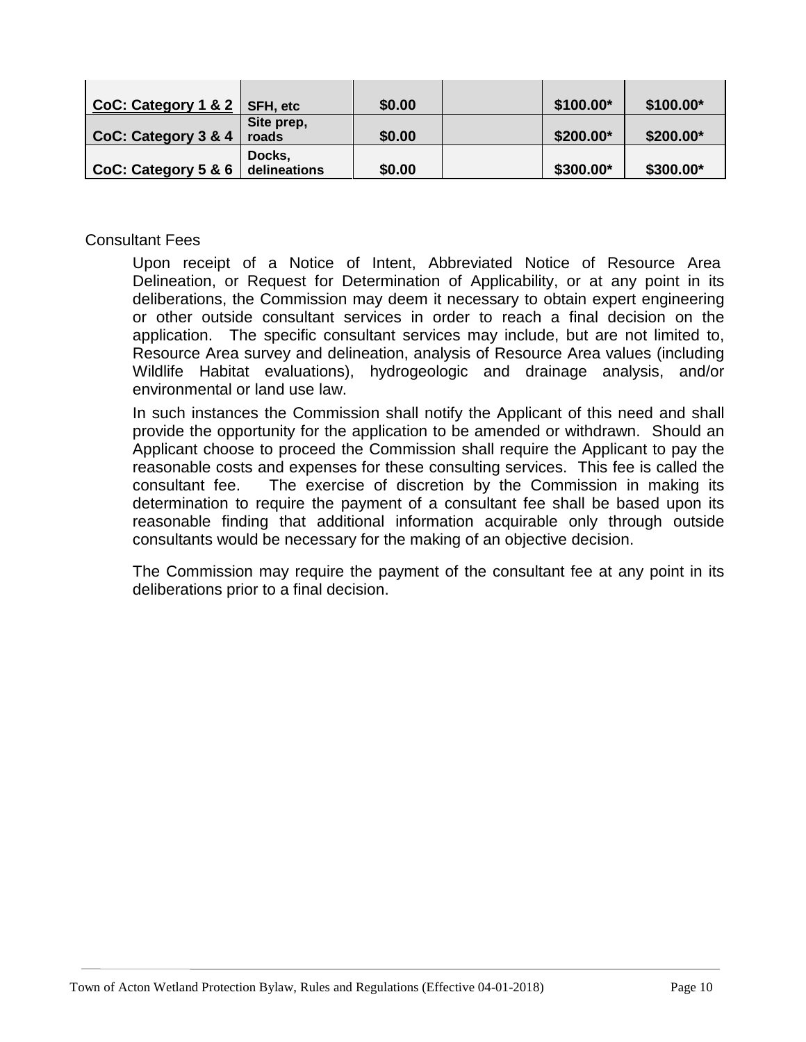| | | | | | |
|---|---|---|---|---|---|
| **CoC: Category 1 & 2** | **SFH, etc** | **$0.00** | | **$100.00*** | **$100.00*** |
| **CoC: Category 3 & 4** | **Site prep, roads** | **$0.00** | | **$200.00*** | **$200.00*** |
| **CoC: Category 5 & 6** | **Docks, delineations** | **$0.00** | | **$300.00*** | **$300.00*** |

Consultant Fees

Upon receipt of a Notice of Intent, Abbreviated Notice of Resource Area Delineation, or Request for Determination of Applicability, or at any point in its deliberations, the Commission may deem it necessary to obtain expert engineering or other outside consultant services in order to reach a final decision on the application. The specific consultant services may include, but are not limited to, Resource Area survey and delineation, analysis of Resource Area values (including Wildlife Habitat evaluations), hydrogeologic and drainage analysis, and/or environmental or land use law.

In such instances the Commission shall notify the Applicant of this need and shall provide the opportunity for the application to be amended or withdrawn. Should an Applicant choose to proceed the Commission shall require the Applicant to pay the reasonable costs and expenses for these consulting services. This fee is called the consultant fee. The exercise of discretion by the Commission in making its determination to require the payment of a consultant fee shall be based upon its reasonable finding that additional information acquirable only through outside consultants would be necessary for the making of an objective decision.

The Commission may require the payment of the consultant fee at any point in its deliberations prior to a final decision.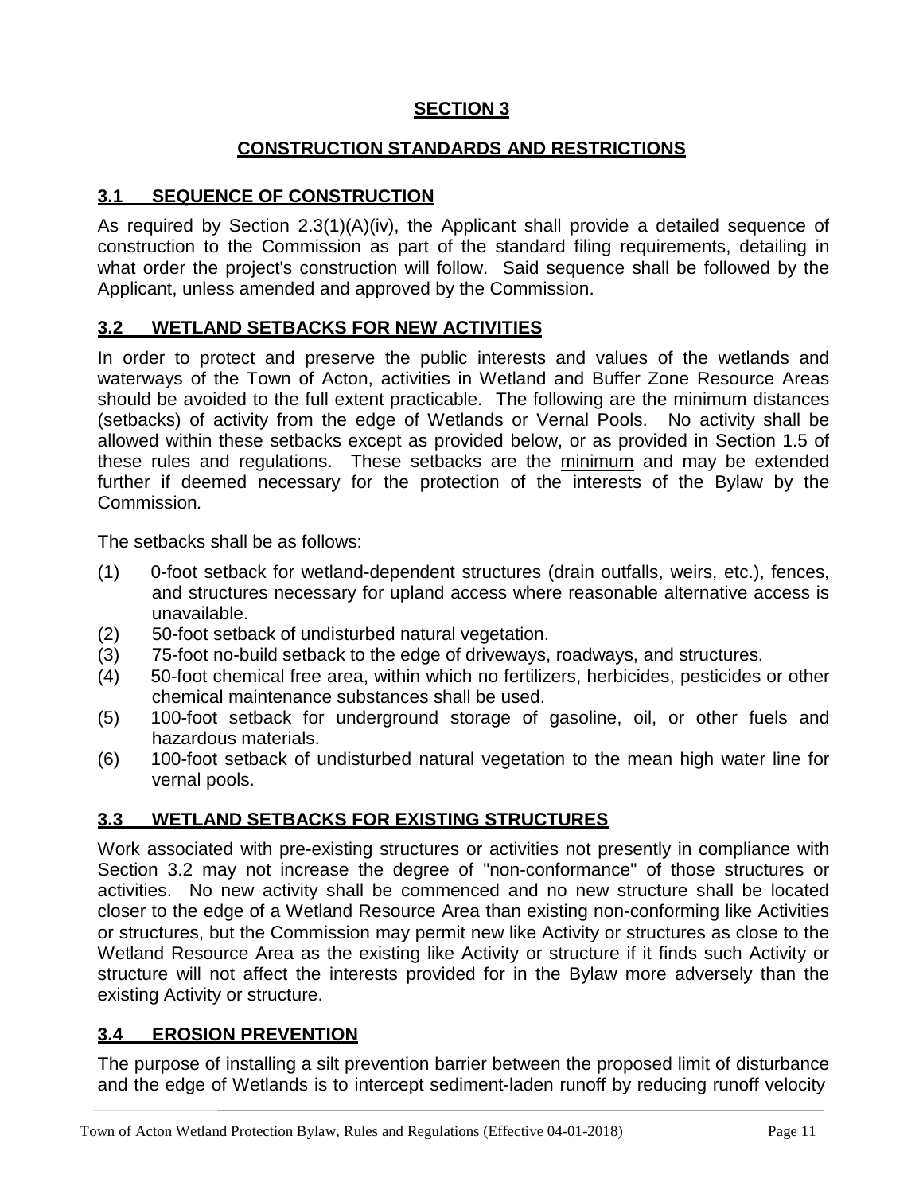# SECTION 3

## CONSTRUCTION STANDARDS AND RESTRICTIONS

### 3.1 SEQUENCE OF CONSTRUCTION

As required by Section 2.3(1)(A)(iv), the Applicant shall provide a detailed sequence of construction to the Commission as part of the standard filing requirements, detailing in what order the project's construction will follow. Said sequence shall be followed by the Applicant, unless amended and approved by the Commission.

### 3.2 WETLAND SETBACKS FOR NEW ACTIVITIES

In order to protect and preserve the public interests and values of the wetlands and waterways of the Town of Acton, activities in Wetland and Buffer Zone Resource Areas should be avoided to the full extent practicable. The following are the minimum distances (setbacks) of activity from the edge of Wetlands or Vernal Pools. No activity shall be allowed within these setbacks except as provided below, or as provided in Section 1.5 of these rules and regulations. These setbacks are the minimum and may be extended further if deemed necessary for the protection of the interests of the Bylaw by the Commission.

The setbacks shall be as follows:

(1) 0-foot setback for wetland-dependent structures (drain outfalls, weirs, etc.), fences, and structures necessary for upland access where reasonable alternative access is unavailable.

(2) 50-foot setback of undisturbed natural vegetation.

(3) 75-foot no-build setback to the edge of driveways, roadways, and structures.

(4) 50-foot chemical free area, within which no fertilizers, herbicides, pesticides or other chemical maintenance substances shall be used.

(5) 100-foot setback for underground storage of gasoline, oil, or other fuels and hazardous materials.

(6) 100-foot setback of undisturbed natural vegetation to the mean high water line for vernal pools.

### 3.3 WETLAND SETBACKS FOR EXISTING STRUCTURES

Work associated with pre-existing structures or activities not presently in compliance with Section 3.2 may not increase the degree of "non-conformance" of those structures or activities. No new activity shall be commenced and no new structure shall be located closer to the edge of a Wetland Resource Area than existing non-conforming like Activities or structures, but the Commission may permit new like Activity or structures as close to the Wetland Resource Area as the existing like Activity or structure if it finds such Activity or structure will not affect the interests provided for in the Bylaw more adversely than the existing Activity or structure.

### 3.4 EROSION PREVENTION

The purpose of installing a silt prevention barrier between the proposed limit of disturbance and the edge of Wetlands is to intercept sediment-laden runoff by reducing runoff velocity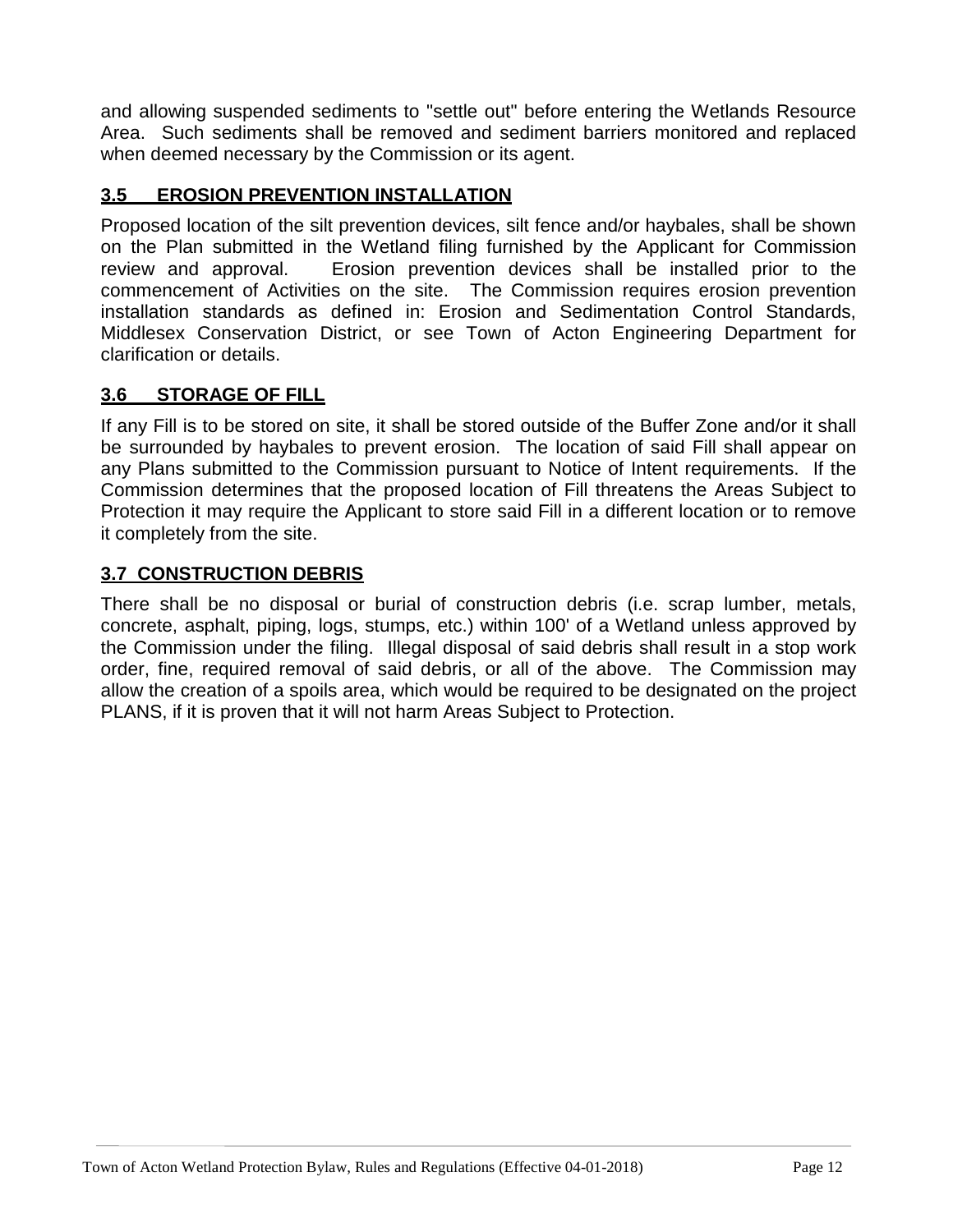and allowing suspended sediments to "settle out" before entering the Wetlands Resource Area. Such sediments shall be removed and sediment barriers monitored and replaced when deemed necessary by the Commission or its agent.

### 3.5 EROSION PREVENTION INSTALLATION

Proposed location of the silt prevention devices, silt fence and/or haybales, shall be shown on the Plan submitted in the Wetland filing furnished by the Applicant for Commission review and approval. Erosion prevention devices shall be installed prior to the commencement of Activities on the site. The Commission requires erosion prevention installation standards as defined in: Erosion and Sedimentation Control Standards, Middlesex Conservation District, or see Town of Acton Engineering Department for clarification or details.

### 3.6 STORAGE OF FILL

If any Fill is to be stored on site, it shall be stored outside of the Buffer Zone and/or it shall be surrounded by haybales to prevent erosion. The location of said Fill shall appear on any Plans submitted to the Commission pursuant to Notice of Intent requirements. If the Commission determines that the proposed location of Fill threatens the Areas Subject to Protection it may require the Applicant to store said Fill in a different location or to remove it completely from the site.

### 3.7 CONSTRUCTION DEBRIS

There shall be no disposal or burial of construction debris (i.e. scrap lumber, metals, concrete, asphalt, piping, logs, stumps, etc.) within 100' of a Wetland unless approved by the Commission under the filing. Illegal disposal of said debris shall result in a stop work order, fine, required removal of said debris, or all of the above. The Commission may allow the creation of a spoils area, which would be required to be designated on the project PLANS, if it is proven that it will not harm Areas Subject to Protection.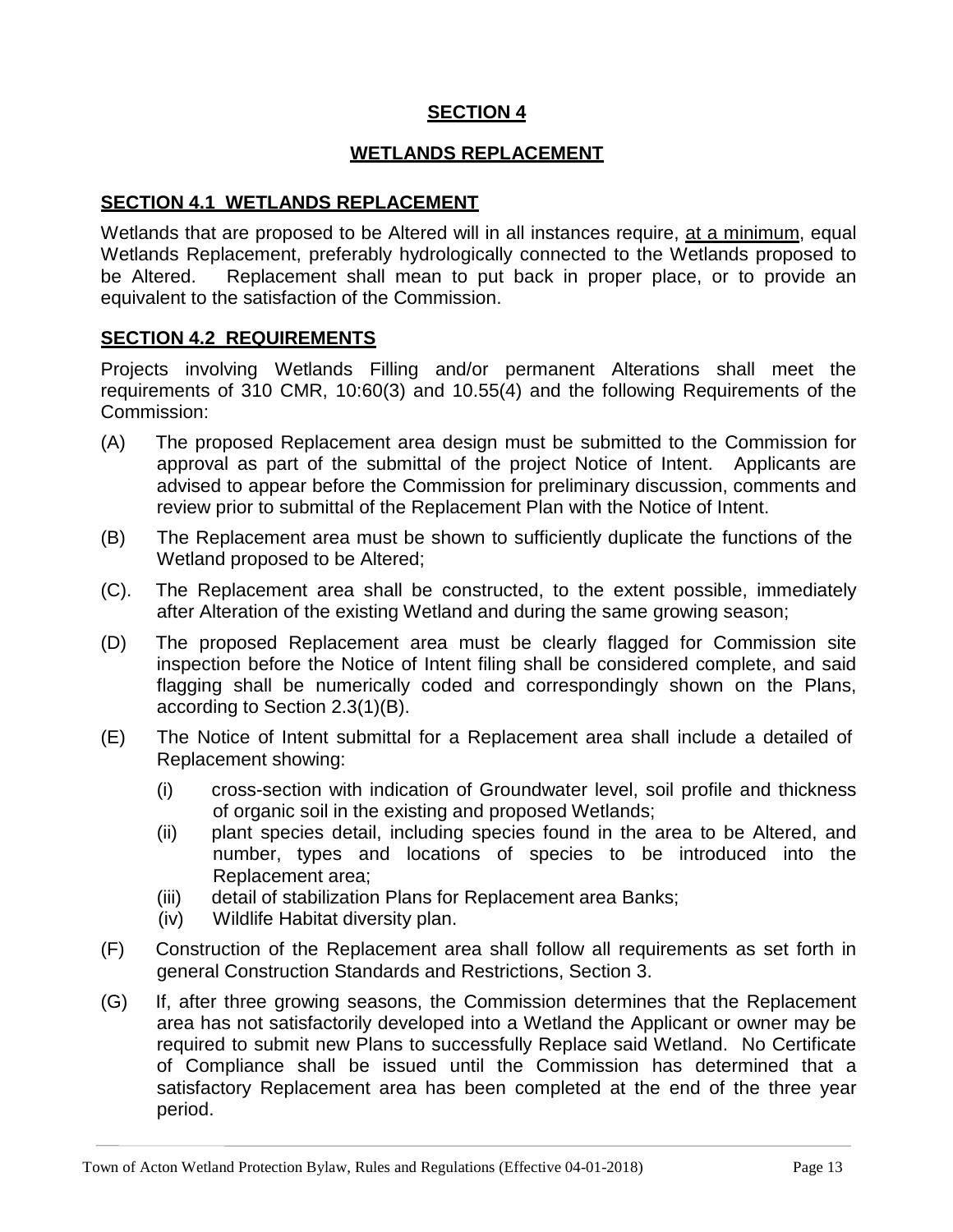# SECTION 4

## WETLANDS REPLACEMENT

### SECTION 4.1 WETLANDS REPLACEMENT

Wetlands that are proposed to be Altered will in all instances require, at a minimum, equal Wetlands Replacement, preferably hydrologically connected to the Wetlands proposed to be Altered. Replacement shall mean to put back in proper place, or to provide an equivalent to the satisfaction of the Commission.

### SECTION 4.2 REQUIREMENTS

Projects involving Wetlands Filling and/or permanent Alterations shall meet the requirements of 310 CMR, 10:60(3) and 10.55(4) and the following Requirements of the Commission:

(A) The proposed Replacement area design must be submitted to the Commission for approval as part of the submittal of the project Notice of Intent. Applicants are advised to appear before the Commission for preliminary discussion, comments and review prior to submittal of the Replacement Plan with the Notice of Intent.

(B) The Replacement area must be shown to sufficiently duplicate the functions of the Wetland proposed to be Altered;

(C). The Replacement area shall be constructed, to the extent possible, immediately after Alteration of the existing Wetland and during the same growing season;

(D) The proposed Replacement area must be clearly flagged for Commission site inspection before the Notice of Intent filing shall be considered complete, and said flagging shall be numerically coded and correspondingly shown on the Plans, according to Section 2.3(1)(B).

(E) The Notice of Intent submittal for a Replacement area shall include a detailed of Replacement showing:

  (i) cross-section with indication of Groundwater level, soil profile and thickness of organic soil in the existing and proposed Wetlands;
  (ii) plant species detail, including species found in the area to be Altered, and number, types and locations of species to be introduced into the Replacement area;
  (iii) detail of stabilization Plans for Replacement area Banks;
  (iv) Wildlife Habitat diversity plan.

(F) Construction of the Replacement area shall follow all requirements as set forth in general Construction Standards and Restrictions, Section 3.

(G) If, after three growing seasons, the Commission determines that the Replacement area has not satisfactorily developed into a Wetland the Applicant or owner may be required to submit new Plans to successfully Replace said Wetland. No Certificate of Compliance shall be issued until the Commission has determined that a satisfactory Replacement area has been completed at the end of the three year period.